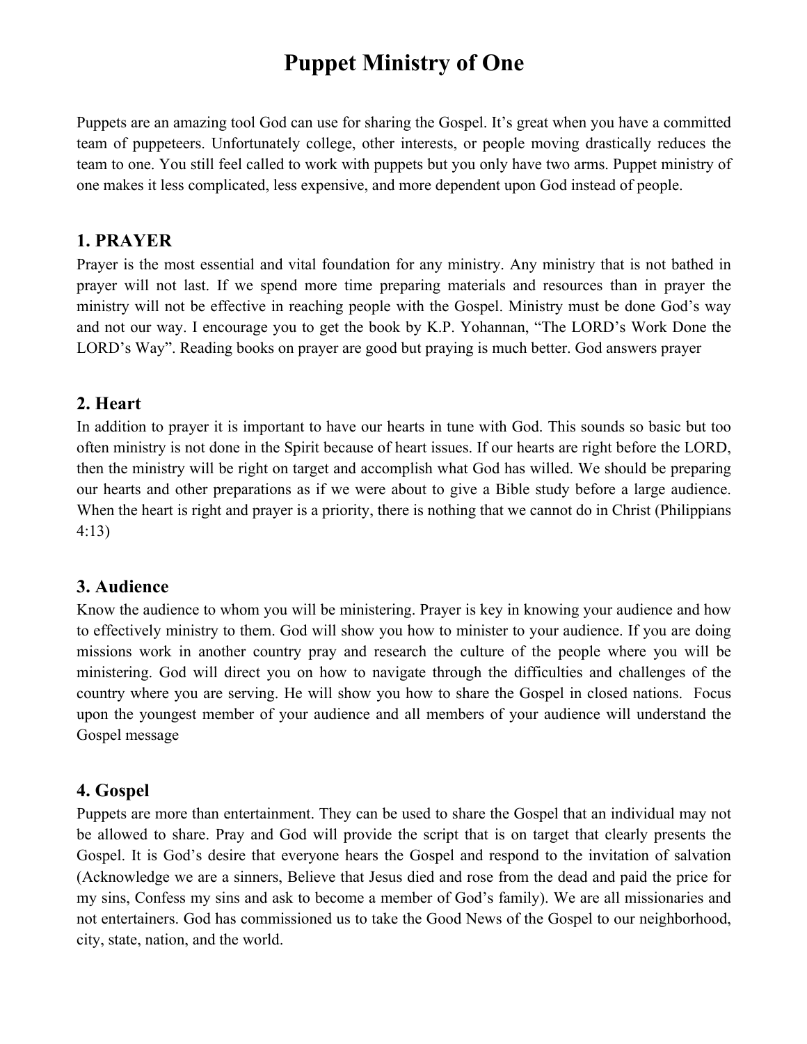# Puppet Ministry of One

Puppets are an amazing tool God can use for sharing the Gospel. It's great when you have a committed team of puppeteers. Unfortunately college, other interests, or people moving drastically reduces the team to one. You still feel called to work with puppets but you only have two arms. Puppet ministry of one makes it less complicated, less expensive, and more dependent upon God instead of people.

## 1. PRAYER

Prayer is the most essential and vital foundation for any ministry. Any ministry that is not bathed in prayer will not last. If we spend more time preparing materials and resources than in prayer the ministry will not be effective in reaching people with the Gospel. Ministry must be done God's way and not our way. I encourage you to get the book by K.P. Yohannan, "The LORD's Work Done the LORD's Way". Reading books on prayer are good but praying is much better. God answers prayer

## 2. Heart

In addition to prayer it is important to have our hearts in tune with God. This sounds so basic but too often ministry is not done in the Spirit because of heart issues. If our hearts are right before the LORD, then the ministry will be right on target and accomplish what God has willed. We should be preparing our hearts and other preparations as if we were about to give a Bible study before a large audience. When the heart is right and prayer is a priority, there is nothing that we cannot do in Christ (Philippians 4:13)

## 3. Audience

Know the audience to whom you will be ministering. Prayer is key in knowing your audience and how to effectively ministry to them. God will show you how to minister to your audience. If you are doing missions work in another country pray and research the culture of the people where you will be ministering. God will direct you on how to navigate through the difficulties and challenges of the country where you are serving. He will show you how to share the Gospel in closed nations. Focus upon the youngest member of your audience and all members of your audience will understand the Gospel message

## 4. Gospel

Puppets are more than entertainment. They can be used to share the Gospel that an individual may not be allowed to share. Pray and God will provide the script that is on target that clearly presents the Gospel. It is God's desire that everyone hears the Gospel and respond to the invitation of salvation (Acknowledge we are a sinners, Believe that Jesus died and rose from the dead and paid the price for my sins, Confess my sins and ask to become a member of God's family). We are all missionaries and not entertainers. God has commissioned us to take the Good News of the Gospel to our neighborhood, city, state, nation, and the world.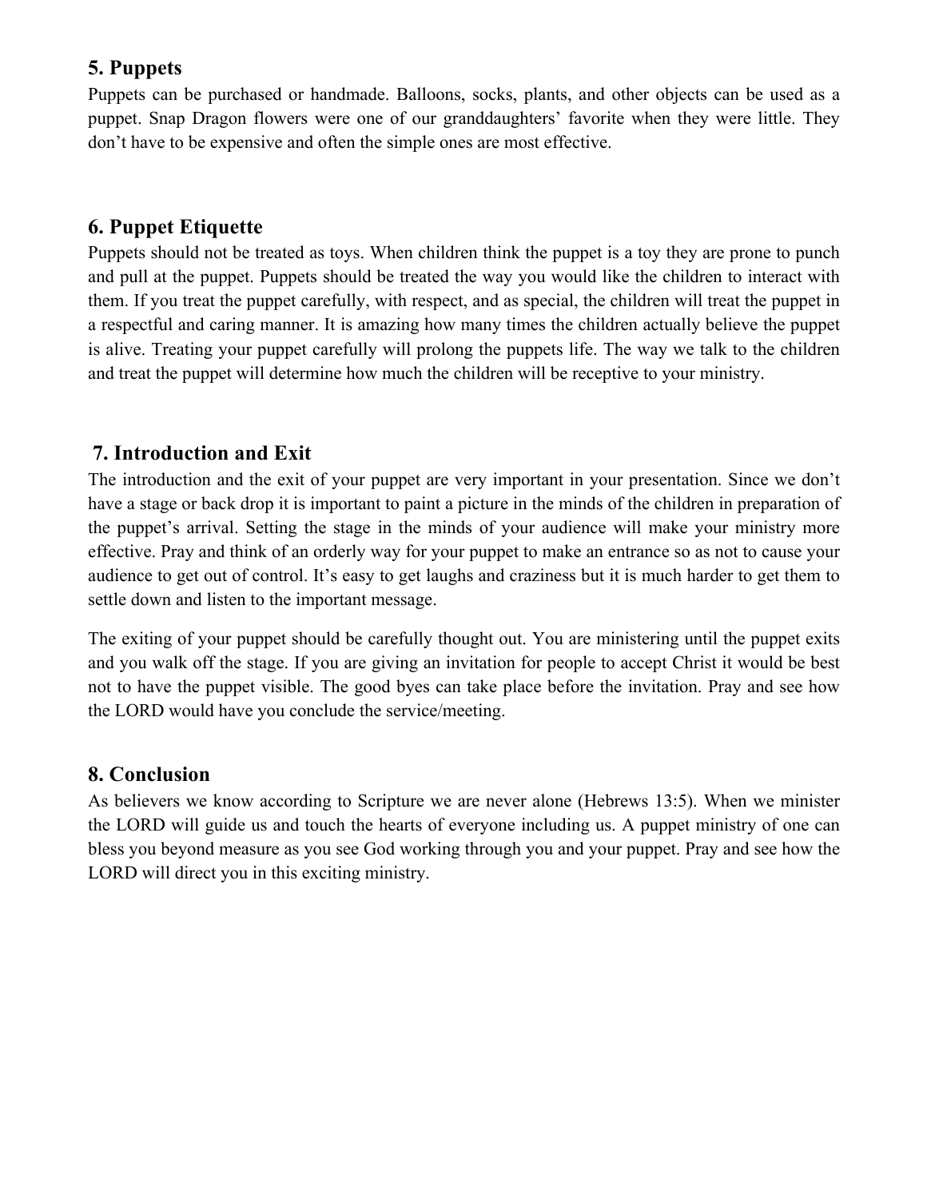## 5. Puppets

Puppets can be purchased or handmade. Balloons, socks, plants, and other objects can be used as a puppet. Snap Dragon flowers were one of our granddaughters' favorite when they were little. They don't have to be expensive and often the simple ones are most effective.

## 6. Puppet Etiquette

Puppets should not be treated as toys. When children think the puppet is a toy they are prone to punch and pull at the puppet. Puppets should be treated the way you would like the children to interact with them. If you treat the puppet carefully, with respect, and as special, the children will treat the puppet in a respectful and caring manner. It is amazing how many times the children actually believe the puppet is alive. Treating your puppet carefully will prolong the puppets life. The way we talk to the children and treat the puppet will determine how much the children will be receptive to your ministry.

## 7. Introduction and Exit

The introduction and the exit of your puppet are very important in your presentation. Since we don't have a stage or back drop it is important to paint a picture in the minds of the children in preparation of the puppet's arrival. Setting the stage in the minds of your audience will make your ministry more effective. Pray and think of an orderly way for your puppet to make an entrance so as not to cause your audience to get out of control. It's easy to get laughs and craziness but it is much harder to get them to settle down and listen to the important message.

The exiting of your puppet should be carefully thought out. You are ministering until the puppet exits and you walk off the stage. If you are giving an invitation for people to accept Christ it would be best not to have the puppet visible. The good byes can take place before the invitation. Pray and see how the LORD would have you conclude the service/meeting.

## 8. Conclusion

As believers we know according to Scripture we are never alone (Hebrews 13:5). When we minister the LORD will guide us and touch the hearts of everyone including us. A puppet ministry of one can bless you beyond measure as you see God working through you and your puppet. Pray and see how the LORD will direct you in this exciting ministry.